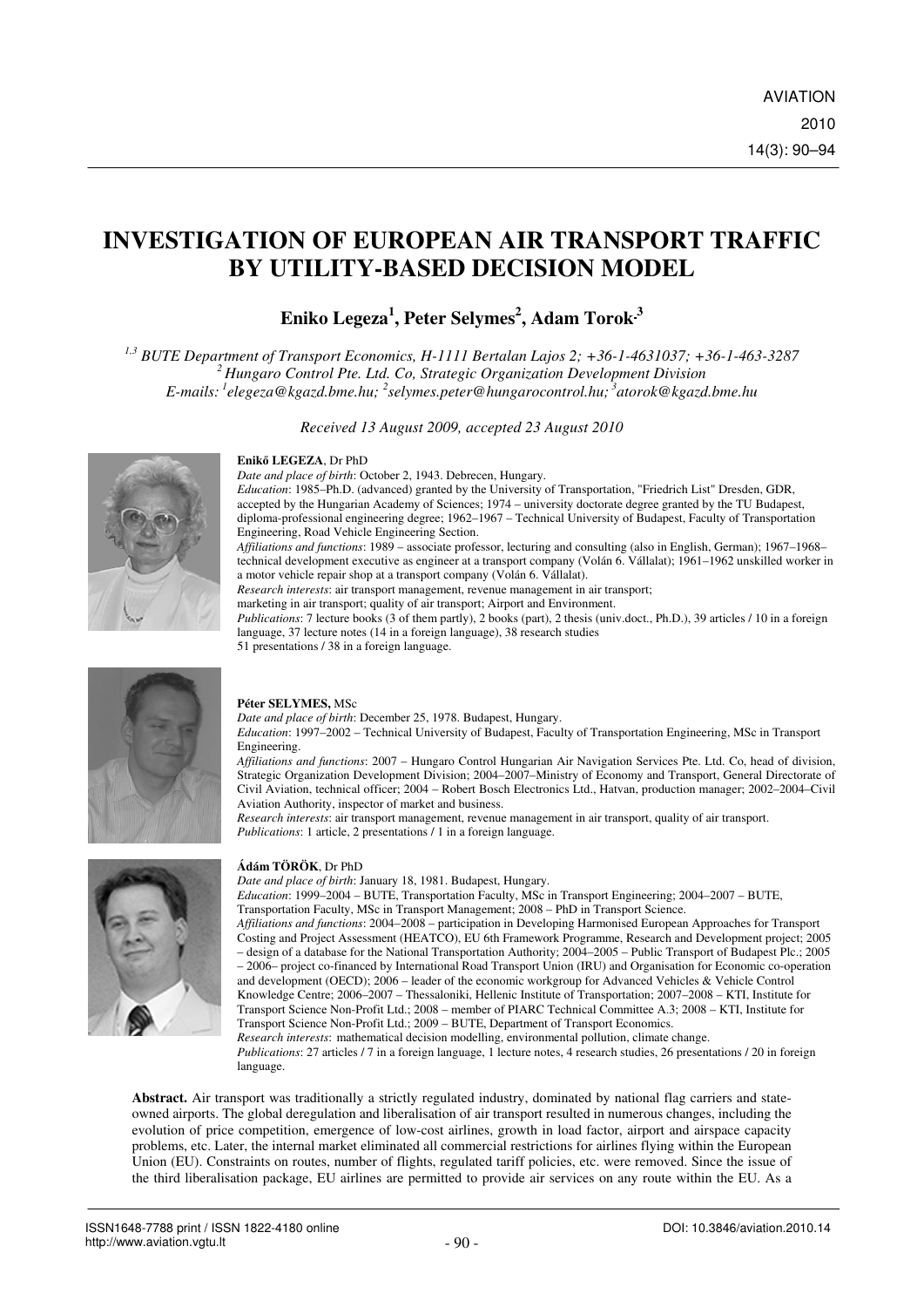# INVESTIGATION OF EUROPEAN AIR TRANSPORT TRAFFIC BY UTILITY-BASED DECISION MODEL

**Eniko Legeza[1], Peter Selymes[2], Adam Torok[3]**

*[1,3] BUTE Department of Transport Economics, H-1111 Bertalan Lajos 2; +36-1-4631037; +36-1-463-3287*
*[2] Hungaro Control Pte. Ltd. Co, Strategic Organization Development Division*
*E-mails: [1]elegeza@kgazd.bme.hu; [2]selymes.peter@hungarocontrol.hu; [3]atorok@kgazd.bme.hu*

*Received 13 August 2009, accepted 23 August 2010*

**Enikő LEGEZA**, Dr PhD

*Date and place of birth*: October 2, 1943. Debrecen, Hungary.
*Education*: 1985–Ph.D. (advanced) granted by the University of Transportation, "Friedrich List" Dresden, GDR, accepted by the Hungarian Academy of Sciences; 1974 – university doctorate degree granted by the TU Budapest, diploma-professional engineering degree; 1962–1967 – Technical University of Budapest, Faculty of Transportation Engineering, Road Vehicle Engineering Section.
*Affiliations and functions*: 1989 – associate professor, lecturing and consulting (also in English, German); 1967–1968– technical development executive as engineer at a transport company (Volán 6. Vállalat); 1961–1962 unskilled worker in a motor vehicle repair shop at a transport company (Volán 6. Vállalat).
*Research interests*: air transport management, revenue management in air transport; marketing in air transport; quality of air transport; Airport and Environment.
*Publications*: 7 lecture books (3 of them partly), 2 books (part), 2 thesis (univ.doct., Ph.D.), 39 articles / 10 in a foreign language, 37 lecture notes (14 in a foreign language), 38 research studies
51 presentations / 38 in a foreign language.

**Péter SELYMES,** MSc

*Date and place of birth*: December 25, 1978. Budapest, Hungary.
*Education*: 1997–2002 – Technical University of Budapest, Faculty of Transportation Engineering, MSc in Transport Engineering.
*Affiliations and functions*: 2007 – Hungaro Control Hungarian Air Navigation Services Pte. Ltd. Co, head of division, Strategic Organization Development Division; 2004–2007–Ministry of Economy and Transport, General Directorate of Civil Aviation, technical officer; 2004 – Robert Bosch Electronics Ltd., Hatvan, production manager; 2002–2004–Civil Aviation Authority, inspector of market and business.
*Research interests*: air transport management, revenue management in air transport, quality of air transport.
*Publications*: 1 article, 2 presentations / 1 in a foreign language.

**Ádám TÖRÖK**, Dr PhD

*Date and place of birth*: January 18, 1981. Budapest, Hungary.
*Education*: 1999–2004 – BUTE, Transportation Faculty, MSc in Transport Engineering; 2004–2007 – BUTE, Transportation Faculty, MSc in Transport Management; 2008 – PhD in Transport Science.
*Affiliations and functions*: 2004–2008 – participation in Developing Harmonised European Approaches for Transport Costing and Project Assessment (HEATCO), EU 6th Framework Programme, Research and Development project; 2005 – design of a database for the National Transportation Authority; 2004–2005 – Public Transport of Budapest Plc.; 2005 – 2006– project co-financed by International Road Transport Union (IRU) and Organisation for Economic co-operation and development (OECD); 2006 – leader of the economic workgroup for Advanced Vehicles & Vehicle Control Knowledge Centre; 2006–2007 – Thessaloniki, Hellenic Institute of Transportation; 2007–2008 – KTI, Institute for Transport Science Non-Profit Ltd.; 2008 – member of PIARC Technical Committee A.3; 2008 – KTI, Institute for Transport Science Non-Profit Ltd.; 2009 – BUTE, Department of Transport Economics.
*Research interests*: mathematical decision modelling, environmental pollution, climate change.
*Publications*: 27 articles / 7 in a foreign language, 1 lecture notes, 4 research studies, 26 presentations / 20 in foreign language.

**Abstract.** Air transport was traditionally a strictly regulated industry, dominated by national flag carriers and state-owned airports. The global deregulation and liberalisation of air transport resulted in numerous changes, including the evolution of price competition, emergence of low-cost airlines, growth in load factor, airport and airspace capacity problems, etc. Later, the internal market eliminated all commercial restrictions for airlines flying within the European Union (EU). Constraints on routes, number of flights, regulated tariff policies, etc. were removed. Since the issue of the third liberalisation package, EU airlines are permitted to provide air services on any route within the EU. As a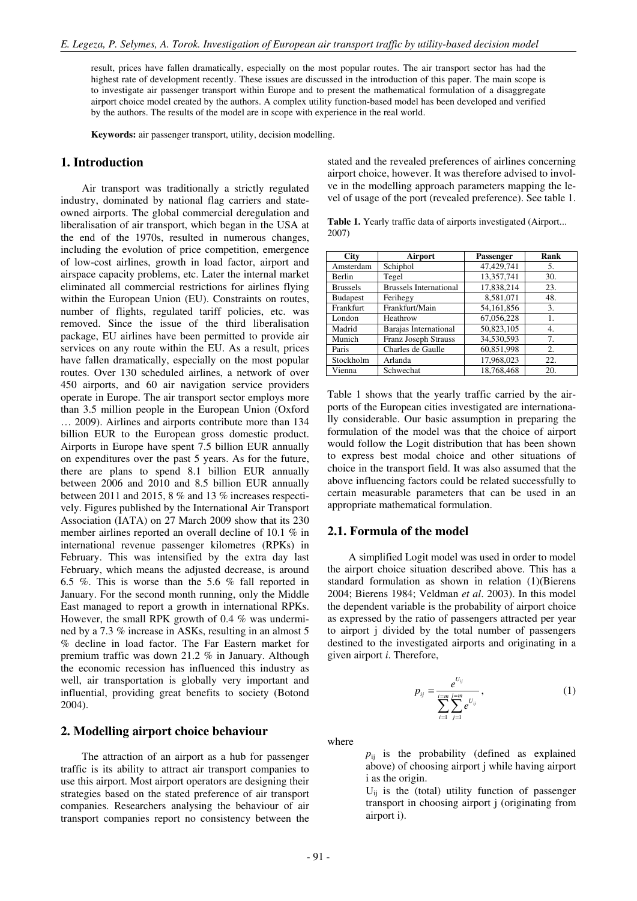result, prices have fallen dramatically, especially on the most popular routes. The air transport sector has had the highest rate of development recently. These issues are discussed in the introduction of this paper. The main scope is to investigate air passenger transport within Europe and to present the mathematical formulation of a disaggregate airport choice model created by the authors. A complex utility function-based model has been developed and verified by the authors. The results of the model are in scope with experience in the real world.

**Keywords:** air passenger transport, utility, decision modelling.

## 1. Introduction

Air transport was traditionally a strictly regulated industry, dominated by national flag carriers and state-owned airports. The global commercial deregulation and liberalisation of air transport, which began in the USA at the end of the 1970s, resulted in numerous changes, including the evolution of price competition, emergence of low-cost airlines, growth in load factor, airport and airspace capacity problems, etc. Later the internal market eliminated all commercial restrictions for airlines flying within the European Union (EU). Constraints on routes, number of flights, regulated tariff policies, etc. was removed. Since the issue of the third liberalisation package, EU airlines have been permitted to provide air services on any route within the EU. As a result, prices have fallen dramatically, especially on the most popular routes. Over 130 scheduled airlines, a network of over 450 airports, and 60 air navigation service providers operate in Europe. The air transport sector employs more than 3.5 million people in the European Union (Oxford … 2009). Airlines and airports contribute more than 134 billion EUR to the European gross domestic product. Airports in Europe have spent 7.5 billion EUR annually on expenditures over the past 5 years. As for the future, there are plans to spend 8.1 billion EUR annually between 2006 and 2010 and 8.5 billion EUR annually between 2011 and 2015, 8 % and 13 % increases respectively. Figures published by the International Air Transport Association (IATA) on 27 March 2009 show that its 230 member airlines reported an overall decline of 10.1 % in international revenue passenger kilometres (RPKs) in February. This was intensified by the extra day last February, which means the adjusted decrease, is around 6.5 %. This is worse than the 5.6 % fall reported in January. For the second month running, only the Middle East managed to report a growth in international RPKs. However, the small RPK growth of 0.4 % was undermined by a 7.3 % increase in ASKs, resulting in an almost 5 % decline in load factor. The Far Eastern market for premium traffic was down 21.2 % in January. Although the economic recession has influenced this industry as well, air transportation is globally very important and influential, providing great benefits to society (Botond 2004).

## 2. Modelling airport choice behaviour

The attraction of an airport as a hub for passenger traffic is its ability to attract air transport companies to use this airport. Most airport operators are designing their strategies based on the stated preference of air transport companies. Researchers analysing the behaviour of air transport companies report no consistency between the stated and the revealed preferences of airlines concerning airport choice, however. It was therefore advised to involve in the modelling approach parameters mapping the level of usage of the port (revealed preference). See table 1.

**Table 1.** Yearly traffic data of airports investigated (Airport... 2007)

| City | Airport | Passenger | Rank |
|---|---|---|---|
| Amsterdam | Schiphol | 47,429,741 | 5. |
| Berlin | Tegel | 13,357,741 | 30. |
| Brussels | Brussels International | 17,838,214 | 23. |
| Budapest | Ferihegy | 8,581,071 | 48. |
| Frankfurt | Frankfurt/Main | 54,161,856 | 3. |
| London | Heathrow | 67,056,228 | 1. |
| Madrid | Barajas International | 50,823,105 | 4. |
| Munich | Franz Joseph Strauss | 34,530,593 | 7. |
| Paris | Charles de Gaulle | 60,851,998 | 2. |
| Stockholm | Arlanda | 17,968,023 | 22. |
| Vienna | Schwechat | 18,768,468 | 20. |

Table 1 shows that the yearly traffic carried by the airports of the European cities investigated are internationally considerable. Our basic assumption in preparing the formulation of the model was that the choice of airport would follow the Logit distribution that has been shown to express best modal choice and other situations of choice in the transport field. It was also assumed that the above influencing factors could be related successfully to certain measurable parameters that can be used in an appropriate mathematical formulation.

### 2.1. Formula of the model

A simplified Logit model was used in order to model the airport choice situation described above. This has a standard formulation as shown in relation (1)(Bierens 2004; Bierens 1984; Veldman *et al*. 2003). In this model the dependent variable is the probability of airport choice as expressed by the ratio of passengers attracted per year to airport j divided by the total number of passengers destined to the investigated airports and originating in a given airport *i*. Therefore,

$$p_{ij} = \frac{e^{U_{ij}}}{\sum_{i=1}^{i=m}\sum_{j=1}^{j=m} e^{U_{ij}}}, \tag{1}$$

where

$p_{ij}$ is the probability (defined as explained above) of choosing airport j while having airport i as the origin.

$U_{ij}$ is the (total) utility function of passenger transport in choosing airport j (originating from airport i).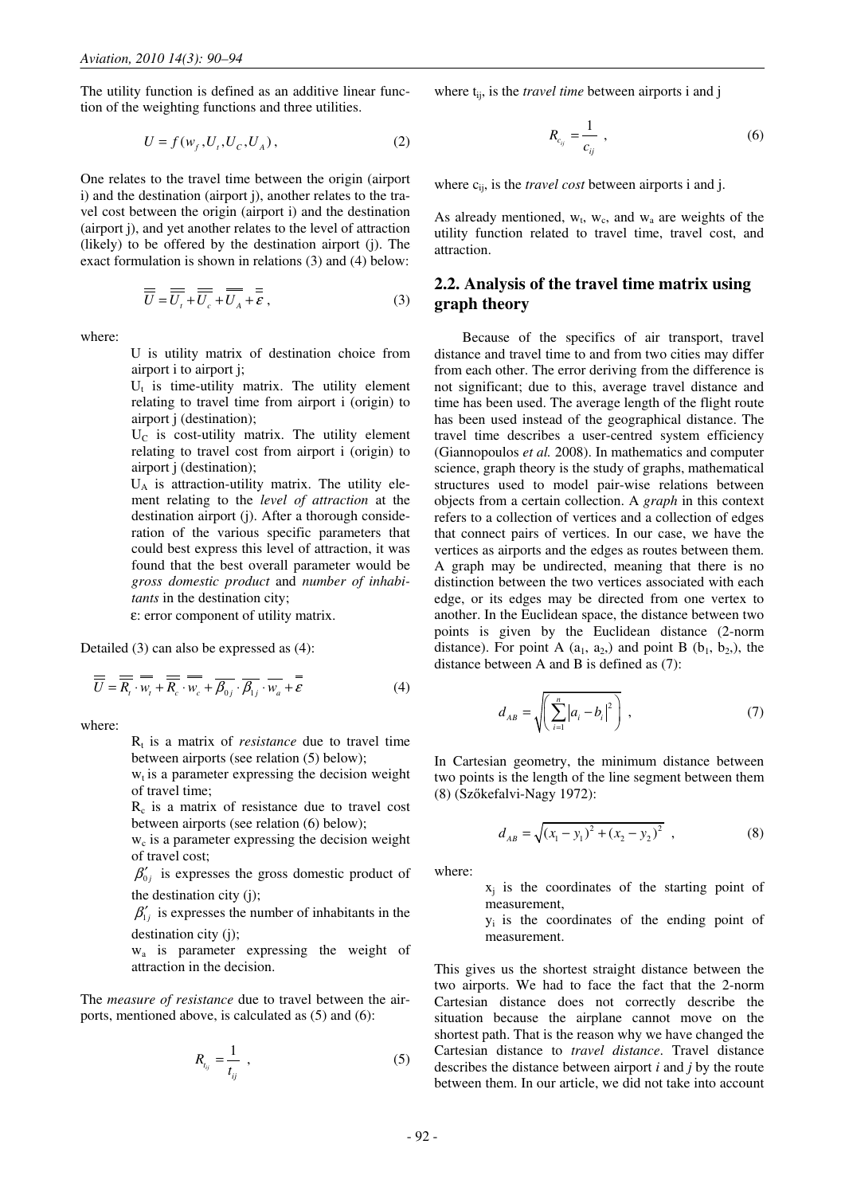The utility function is defined as an additive linear function of the weighting functions and three utilities.

$$U = f(w_f, U_t, U_C, U_A), \tag{2}$$

One relates to the travel time between the origin (airport i) and the destination (airport j), another relates to the travel cost between the origin (airport i) and the destination (airport j), and yet another relates to the level of attraction (likely) to be offered by the destination airport (j). The exact formulation is shown in relations (3) and (4) below:

$$\overline{\overline{U}} = \overline{\overline{U_t}} + \overline{\overline{U_c}} + \overline{\overline{U_A}} + \overline{\overline{\varepsilon}}, \tag{3}$$

where:

- U is utility matrix of destination choice from airport i to airport j;
- $U_t$ is time-utility matrix. The utility element relating to travel time from airport i (origin) to airport j (destination);
- $U_C$ is cost-utility matrix. The utility element relating to travel cost from airport i (origin) to airport j (destination);
- $U_A$ is attraction-utility matrix. The utility element relating to the *level of attraction* at the destination airport (j). After a thorough consideration of the various specific parameters that could best express this level of attraction, it was found that the best overall parameter would be *gross domestic product* and *number of inhabitants* in the destination city;
- ε: error component of utility matrix.

Detailed (3) can also be expressed as (4):

$$\overline{\overline{U}} = \overline{\overline{R_t}} \cdot \overline{w_t} + \overline{\overline{R_c}} \cdot \overline{w_c} + \overline{\beta_{0j}} \cdot \overline{\beta_{1j}} \cdot \overline{w_a} + \overline{\overline{\varepsilon}} \tag{4}$$

where:

- $R_t$ is a matrix of *resistance* due to travel time between airports (see relation (5) below);
- $w_t$ is a parameter expressing the decision weight of travel time;
- $R_c$ is a matrix of resistance due to travel cost between airports (see relation (6) below);
- $w_c$ is a parameter expressing the decision weight of travel cost;
- $\beta'_{0j}$ is expresses the gross domestic product of the destination city (j);
- $\beta'_{1j}$ is expresses the number of inhabitants in the destination city (j);
- $w_a$ is parameter expressing the weight of attraction in the decision.

The *measure of resistance* due to travel between the airports, mentioned above, is calculated as (5) and (6):

$$R_{t_{ij}} = \frac{1}{t_{ij}}, \tag{5}$$

where $t_{ij}$, is the *travel time* between airports i and j

$$R_{c_{ij}} = \frac{1}{c_{ij}}, \tag{6}$$

where $c_{ij}$, is the *travel cost* between airports i and j.

As already mentioned, $w_t$, $w_c$, and $w_a$ are weights of the utility function related to travel time, travel cost, and attraction.

## 2.2. Analysis of the travel time matrix using graph theory

Because of the specifics of air transport, travel distance and travel time to and from two cities may differ from each other. The error deriving from the difference is not significant; due to this, average travel distance and time has been used. The average length of the flight route has been used instead of the geographical distance. The travel time describes a user-centred system efficiency (Giannopoulos *et al.* 2008). In mathematics and computer science, graph theory is the study of graphs, mathematical structures used to model pair-wise relations between objects from a certain collection. A *graph* in this context refers to a collection of vertices and a collection of edges that connect pairs of vertices. In our case, we have the vertices as airports and the edges as routes between them. A graph may be undirected, meaning that there is no distinction between the two vertices associated with each edge, or its edges may be directed from one vertex to another. In the Euclidean space, the distance between two points is given by the Euclidean distance (2-norm distance). For point A ($a_1$, $a_2$,) and point B ($b_1$, $b_2$,), the distance between A and B is defined as (7):

$$d_{AB} = \sqrt{\left(\sum_{i=1}^{n} |a_i - b_i|^2\right)}, \tag{7}$$

In Cartesian geometry, the minimum distance between two points is the length of the line segment between them (8) (Szőkefalvi-Nagy 1972):

$$d_{AB} = \sqrt{(x_1 - y_1)^2 + (x_2 - y_2)^2}, \tag{8}$$

where:

- $x_j$ is the coordinates of the starting point of measurement,
- $y_i$ is the coordinates of the ending point of measurement.

This gives us the shortest straight distance between the two airports. We had to face the fact that the 2-norm Cartesian distance does not correctly describe the situation because the airplane cannot move on the shortest path. That is the reason why we have changed the Cartesian distance to *travel distance*. Travel distance describes the distance between airport *i* and *j* by the route between them. In our article, we did not take into account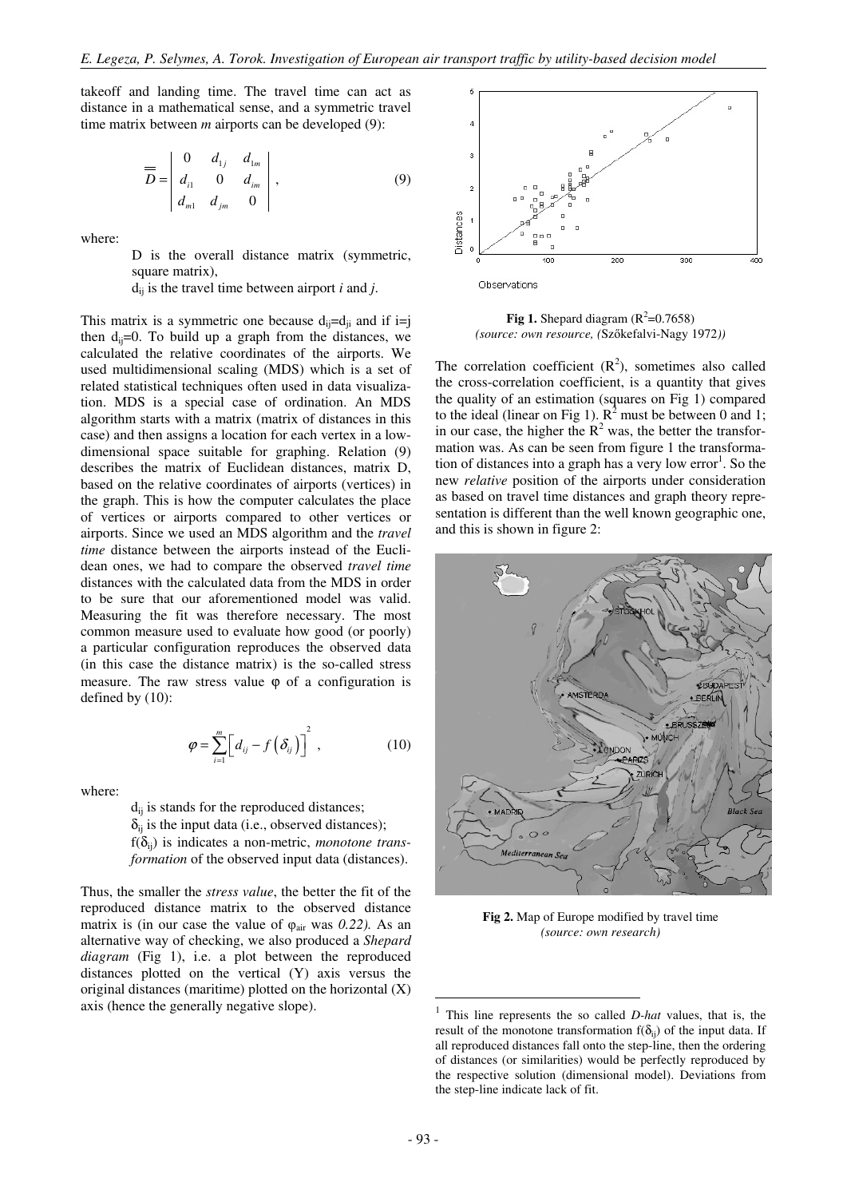takeoff and landing time. The travel time can act as distance in a mathematical sense, and a symmetric travel time matrix between *m* airports can be developed (9):

$$\overline{\overline{D}} = \begin{vmatrix} 0 & d_{1j} & d_{1m} \\ d_{i1} & 0 & d_{im} \\ d_{m1} & d_{jm} & 0 \end{vmatrix}, \tag{9}$$

where:

D is the overall distance matrix (symmetric, square matrix),

$d_{ij}$ is the travel time between airport *i* and *j*.

This matrix is a symmetric one because $d_{ij}=d_{ji}$ and if $i=j$ then $d_{ij}=0$. To build up a graph from the distances, we calculated the relative coordinates of the airports. We used multidimensional scaling (MDS) which is a set of related statistical techniques often used in data visualization. MDS is a special case of ordination. An MDS algorithm starts with a matrix (matrix of distances in this case) and then assigns a location for each vertex in a low-dimensional space suitable for graphing. Relation (9) describes the matrix of Euclidean distances, matrix D, based on the relative coordinates of airports (vertices) in the graph. This is how the computer calculates the place of vertices or airports compared to other vertices or airports. Since we used an MDS algorithm and the *travel time* distance between the airports instead of the Euclidean ones, we had to compare the observed *travel time* distances with the calculated data from the MDS in order to be sure that our aforementioned model was valid. Measuring the fit was therefore necessary. The most common measure used to evaluate how good (or poorly) a particular configuration reproduces the observed data (in this case the distance matrix) is the so-called stress measure. The raw stress value φ of a configuration is defined by (10):

$$\varphi = \sum_{i=1}^{m} \left[ d_{ij} - f\left(\delta_{ij}\right) \right]^2, \tag{10}$$

where:

$d_{ij}$ is stands for the reproduced distances;

$\delta_{ij}$ is the input data (i.e., observed distances);

$f(\delta_{ij})$ is indicates a non-metric, *monotone transformation* of the observed input data (distances).

Thus, the smaller the *stress value*, the better the fit of the reproduced distance matrix to the observed distance matrix is (in our case the value of $\varphi_{air}$ was *0.22).* As an alternative way of checking, we also produced a *Shepard diagram* (Fig 1), i.e. a plot between the reproduced distances plotted on the vertical (Y) axis versus the original distances (maritime) plotted on the horizontal (X) axis (hence the generally negative slope).

**Fig 1.** Shepard diagram ($R^2$=0.7658)
*(source: own resource, (*Szőkefalvi-Nagy 1972*))*

The correlation coefficient ($R^2$), sometimes also called the cross-correlation coefficient, is a quantity that gives the quality of an estimation (squares on Fig 1) compared to the ideal (linear on Fig 1). $R^2$ must be between 0 and 1; in our case, the higher the $R^2$ was, the better the transformation was. As can be seen from figure 1 the transformation of distances into a graph has a very low error[1]. So the new *relative* position of the airports under consideration as based on travel time distances and graph theory representation is different than the well known geographic one, and this is shown in figure 2:

**Fig 2.** Map of Europe modified by travel time
*(source: own research)*

[1] This line represents the so called *D-hat* values, that is, the result of the monotone transformation $f(\delta_{ij})$ of the input data. If all reproduced distances fall onto the step-line, then the ordering of distances (or similarities) would be perfectly reproduced by the respective solution (dimensional model). Deviations from the step-line indicate lack of fit.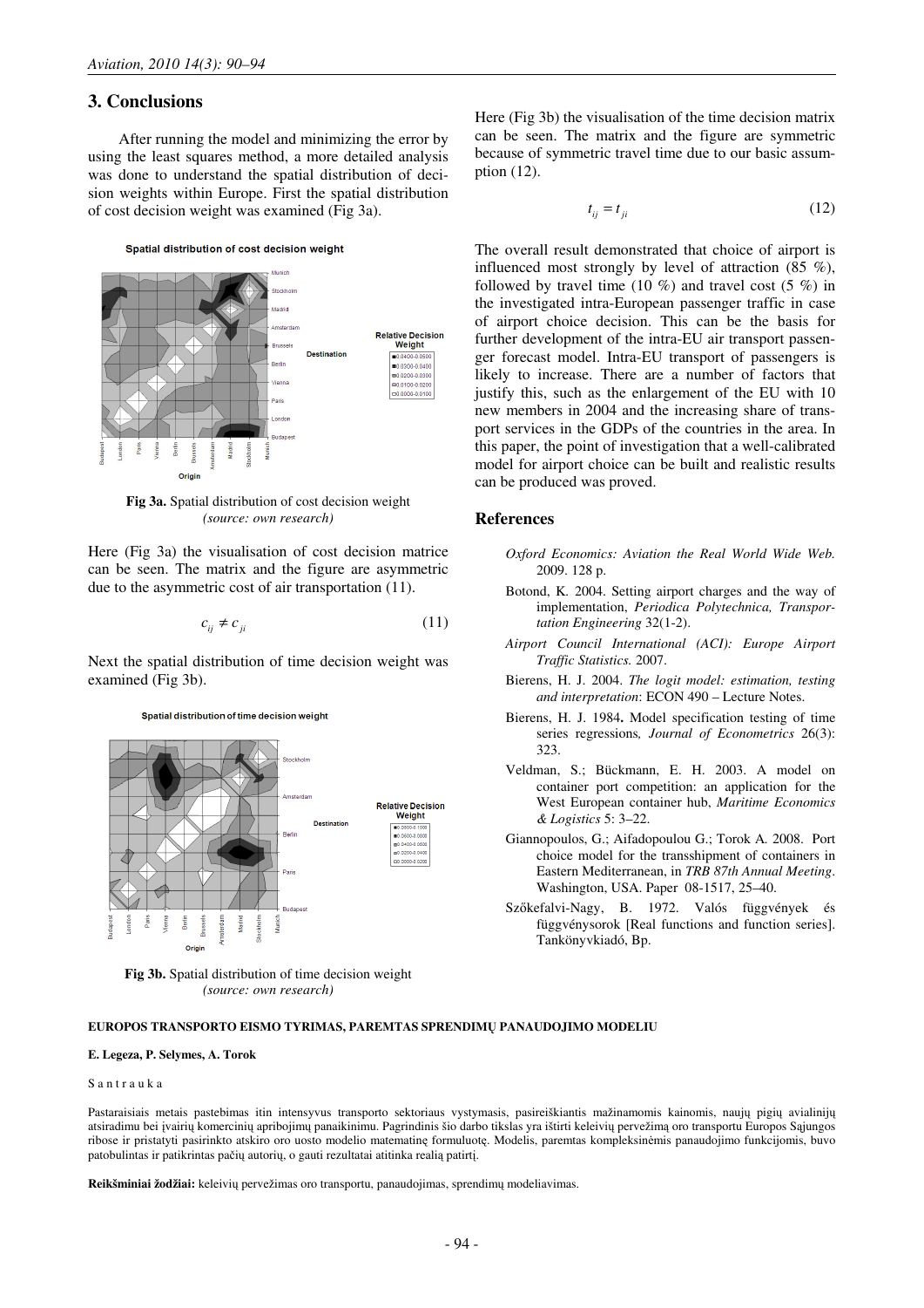## 3. Conclusions

After running the model and minimizing the error by using the least squares method, a more detailed analysis was done to understand the spatial distribution of decision weights within Europe. First the spatial distribution of cost decision weight was examined (Fig 3a).

Spatial distribution of cost decision weight

Munich
Stockholm
Madrid
Amsterdam
Brussels
Berlin
Vienna
Paris
London
Budapest

Destination

Relative Decision Weight

0.0400-0.0500
0.0300-0.0400
0.0200-0.0300
0.0100-0.0200
0.0000-0.0100

Budapest
London
Paris
Vienna
Berlin
Brussels
Amsterdam
Madrid
Stockholm
Munich

Origin

**Fig 3a.** Spatial distribution of cost decision weight
*(source: own research)*

Here (Fig 3a) the visualisation of cost decision matrice can be seen. The matrix and the figure are asymmetric due to the asymmetric cost of air transportation (11).

$$c_{ij} \neq c_{ji} \tag{11}$$

Next the spatial distribution of time decision weight was examined (Fig 3b).

Spatial distribution of time decision weight

Stockholm
Amsterdam
Berlin
Paris
Budapest

Destination

Relative Decision Weight

0.0800-0.1000
0.0600-0.0800
0.0400-0.0600
0.0200-0.0400
0.0000-0.0200

Budapest
London
Paris
Vienna
Berlin
Brussels
Amsterdam
Madrid
Stockholm
Munich

Origin

**Fig 3b.** Spatial distribution of time decision weight
*(source: own research)*

Here (Fig 3b) the visualisation of the time decision matrix can be seen. The matrix and the figure are symmetric because of symmetric travel time due to our basic assumption (12).

$$t_{ij} = t_{ji} \tag{12}$$

The overall result demonstrated that choice of airport is influenced most strongly by level of attraction (85 %), followed by travel time (10 %) and travel cost (5 %) in the investigated intra-European passenger traffic in case of airport choice decision. This can be the basis for further development of the intra-EU air transport passenger forecast model. Intra-EU transport of passengers is likely to increase. There are a number of factors that justify this, such as the enlargement of the EU with 10 new members in 2004 and the increasing share of transport services in the GDPs of the countries in the area. In this paper, the point of investigation that a well-calibrated model for airport choice can be built and realistic results can be produced was proved.

## References

*Oxford Economics: Aviation the Real World Wide Web.* 2009. 128 p.

Botond, K. 2004. Setting airport charges and the way of implementation, *Periodica Polytechnica, Transportation Engineering* 32(1-2).

*Airport Council International (ACI): Europe Airport Traffic Statistics.* 2007.

Bierens, H. J. 2004. *The logit model: estimation, testing and interpretation*: ECON 490 – Lecture Notes.

Bierens, H. J. 1984**.** Model specification testing of time series regressions*, Journal of Econometrics* 26(3): 323.

Veldman, S.; Bückmann, E. H. 2003. A model on container port competition: an application for the West European container hub, *Maritime Economics & Logistics* 5: 3–22.

Giannopoulos, G.; Aifadopoulou G.; Torok A. 2008. Port choice model for the transshipment of containers in Eastern Mediterranean, in *TRB 87th Annual Meeting*. Washington, USA. Paper 08-1517, 25–40.

Szőkefalvi-Nagy, B. 1972. Valós függvények és függvénysorok [Real functions and function series]. Tankönyvkiadó, Bp.

**EUROPOS TRANSPORTO EISMO TYRIMAS, PAREMTAS SPRENDIMŲ PANAUDOJIMO MODELIU**

**E. Legeza, P. Selymes, A. Torok**

S a n t r a u k a

Pastaraisiais metais pastebimas itin intensyvus transporto sektoriaus vystymasis, pasireiškiantis mažinamomis kainomis, naujų pigių avialinijų atsiradimu bei įvairių komercinių apribojimų panaikinimu. Pagrindinis šio darbo tikslas yra ištirti keleivių pervežimą oro transportu Europos Sąjungos ribose ir pristatyti pasirinkto atskiro oro uosto modelio matematinę formuluotę. Modelis, paremtas kompleksinėmis panaudojimo funkcijomis, buvo patobulintas ir patikrintas pačių autorių, o gauti rezultatai atitinka realią patirtį.

**Reikšminiai žodžiai:** keleivių pervežimas oro transportu, panaudojimas, sprendimų modeliavimas.